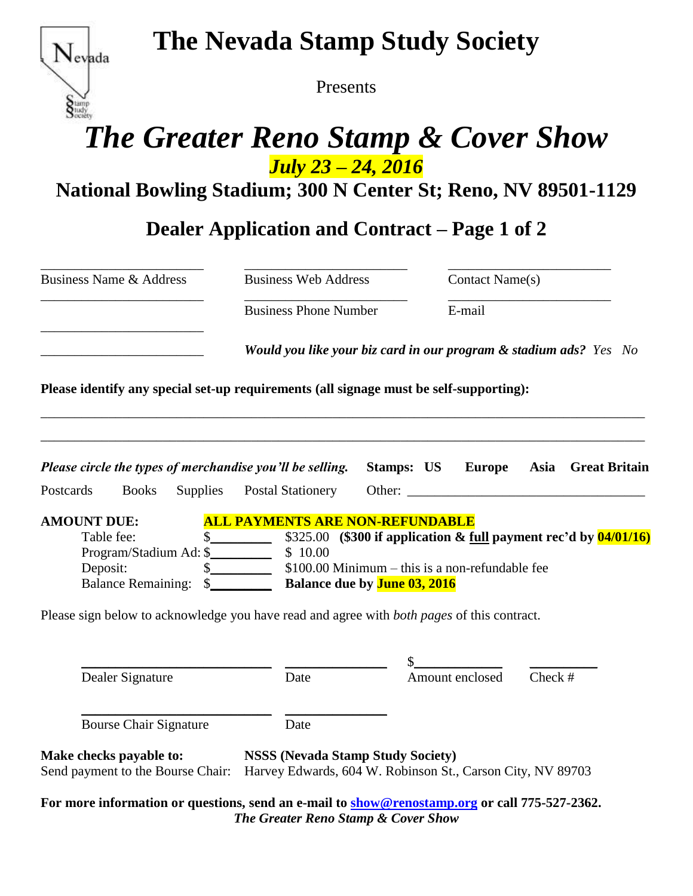# The Nevada Stamp Study Society

Presents

# *The Greater Reno Stamp & Cover Show*

***July 23 – 24, 2016***

**National Bowling Stadium; 300 N Center St; Reno, NV 89501-1129**

## Dealer Application and Contract – Page 1 of 2

| \_\_\_\_\_\_\_\_\_\_\_\_\_\_\_\_\_\_\_\_\_\_\_\_ | \_\_\_\_\_\_\_\_\_\_\_\_\_\_\_\_\_\_\_\_\_\_\_\_ | \_\_\_\_\_\_\_\_\_\_\_\_\_\_\_\_\_\_\_\_\_\_\_\_ |
|---|---|---|
| Business Name & Address | Business Web Address | Contact Name(s) |
| \_\_\_\_\_\_\_\_\_\_\_\_\_\_\_\_\_\_\_\_\_\_\_\_ | \_\_\_\_\_\_\_\_\_\_\_\_\_\_\_\_\_\_\_\_\_\_\_\_ | \_\_\_\_\_\_\_\_\_\_\_\_\_\_\_\_\_\_\_\_\_\_\_\_ |
| | Business Phone Number | E-mail |
| \_\_\_\_\_\_\_\_\_\_\_\_\_\_\_\_\_\_\_\_\_\_\_\_ | | |
| \_\_\_\_\_\_\_\_\_\_\_\_\_\_\_\_\_\_\_\_\_\_\_\_ | ***Would you like your biz card in our program & stadium ads?*** *Yes No* | |

**Please identify any special set-up requirements (all signage must be self-supporting):**

\_\_\_\_\_\_\_\_\_\_\_\_\_\_\_\_\_\_\_\_\_\_\_\_\_\_\_\_\_\_\_\_\_\_\_\_\_\_\_\_\_\_\_\_\_\_\_\_\_\_\_\_\_\_\_\_\_\_\_\_\_\_\_\_\_\_\_\_\_\_\_\_\_\_\_\_\_\_

\_\_\_\_\_\_\_\_\_\_\_\_\_\_\_\_\_\_\_\_\_\_\_\_\_\_\_\_\_\_\_\_\_\_\_\_\_\_\_\_\_\_\_\_\_\_\_\_\_\_\_\_\_\_\_\_\_\_\_\_\_\_\_\_\_\_\_\_\_\_\_\_\_\_\_\_\_\_

***Please circle the types of merchandise you'll be selling.*** **Stamps: US Europe Asia Great Britain**

Postcards Books Supplies Postal Stationery Other: \_\_\_\_\_\_\_\_\_\_\_\_\_\_\_\_\_\_\_\_\_\_\_\_\_\_\_\_\_\_\_\_\_\_

**AMOUNT DUE:** **ALL PAYMENTS ARE NON-REFUNDABLE**

| | | |
|---|---|---|
| Table fee: | $\_\_\_\_\_\_\_\_\_ | $325.00 **($300 if application & full payment rec'd by 04/01/16)** |
| Program/Stadium Ad: | $\_\_\_\_\_\_\_\_\_ | $ 10.00 |
| Deposit: | $\_\_\_\_\_\_\_\_\_ | $100.00 Minimum – this is a non-refundable fee |
| Balance Remaining: | $\_\_\_\_\_\_\_\_\_ | **Balance due by June 03, 2016** |

Please sign below to acknowledge you have read and agree with *both pages* of this contract.

| | | | |
|---|---|---|---|
| \_\_\_\_\_\_\_\_\_\_\_\_\_\_\_\_\_\_\_\_\_\_\_\_\_\_\_\_ | \_\_\_\_\_\_\_\_\_\_\_\_\_\_\_ | $\_\_\_\_\_\_\_\_\_\_\_\_ | \_\_\_\_\_\_\_\_\_\_ |
| Dealer Signature | Date | Amount enclosed | Check # |
| \_\_\_\_\_\_\_\_\_\_\_\_\_\_\_\_\_\_\_\_\_\_\_\_\_\_\_\_ | \_\_\_\_\_\_\_\_\_\_\_\_\_\_\_ | | |
| Bourse Chair Signature | Date | | |

**Make checks payable to:** **NSSS (Nevada Stamp Study Society)**
Send payment to the Bourse Chair: Harvey Edwards, 604 W. Robinson St., Carson City, NV 89703

**For more information or questions, send an e-mail to [show@renostamp.org](mailto:show@renostamp.org) or call 775-527-2362.**
***The Greater Reno Stamp & Cover Show***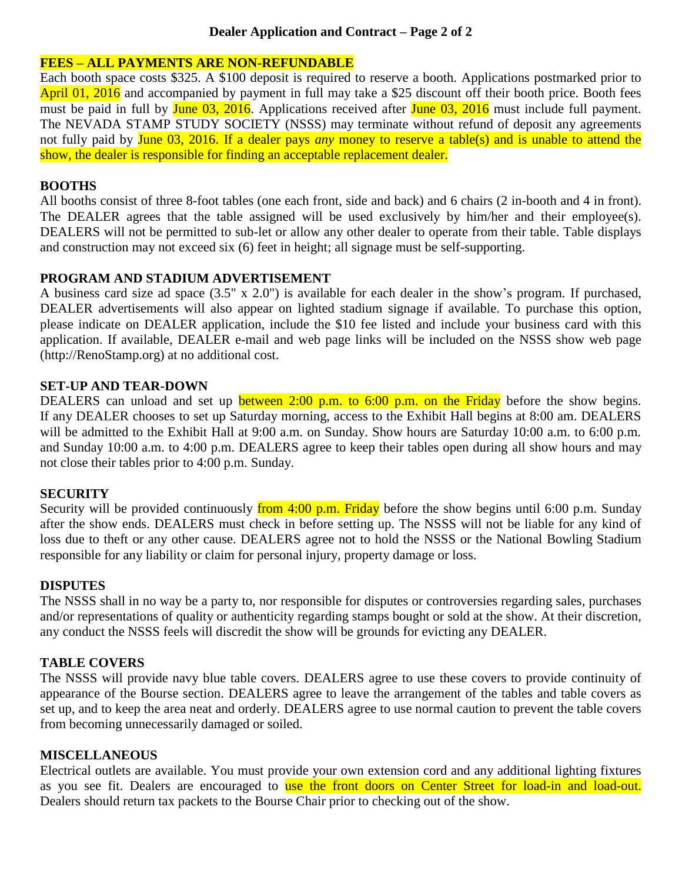**Dealer Application and Contract – Page 2 of 2**

**FEES – ALL PAYMENTS ARE NON-REFUNDABLE**

Each booth space costs $325. A $100 deposit is required to reserve a booth. Applications postmarked prior to April 01, 2016 and accompanied by payment in full may take a $25 discount off their booth price. Booth fees must be paid in full by June 03, 2016. Applications received after June 03, 2016 must include full payment. The NEVADA STAMP STUDY SOCIETY (NSSS) may terminate without refund of deposit any agreements not fully paid by June 03, 2016. If a dealer pays *any* money to reserve a table(s) and is unable to attend the show, the dealer is responsible for finding an acceptable replacement dealer.

**BOOTHS**

All booths consist of three 8-foot tables (one each front, side and back) and 6 chairs (2 in-booth and 4 in front). The DEALER agrees that the table assigned will be used exclusively by him/her and their employee(s). DEALERS will not be permitted to sub-let or allow any other dealer to operate from their table. Table displays and construction may not exceed six (6) feet in height; all signage must be self-supporting.

**PROGRAM AND STADIUM ADVERTISEMENT**

A business card size ad space (3.5" x 2.0") is available for each dealer in the show's program. If purchased, DEALER advertisements will also appear on lighted stadium signage if available. To purchase this option, please indicate on DEALER application, include the $10 fee listed and include your business card with this application. If available, DEALER e-mail and web page links will be included on the NSSS show web page (http://RenoStamp.org) at no additional cost.

**SET-UP AND TEAR-DOWN**

DEALERS can unload and set up between 2:00 p.m. to 6:00 p.m. on the Friday before the show begins. If any DEALER chooses to set up Saturday morning, access to the Exhibit Hall begins at 8:00 am. DEALERS will be admitted to the Exhibit Hall at 9:00 a.m. on Sunday. Show hours are Saturday 10:00 a.m. to 6:00 p.m. and Sunday 10:00 a.m. to 4:00 p.m. DEALERS agree to keep their tables open during all show hours and may not close their tables prior to 4:00 p.m. Sunday.

**SECURITY**

Security will be provided continuously from 4:00 p.m. Friday before the show begins until 6:00 p.m. Sunday after the show ends. DEALERS must check in before setting up. The NSSS will not be liable for any kind of loss due to theft or any other cause. DEALERS agree not to hold the NSSS or the National Bowling Stadium responsible for any liability or claim for personal injury, property damage or loss.

**DISPUTES**

The NSSS shall in no way be a party to, nor responsible for disputes or controversies regarding sales, purchases and/or representations of quality or authenticity regarding stamps bought or sold at the show. At their discretion, any conduct the NSSS feels will discredit the show will be grounds for evicting any DEALER.

**TABLE COVERS**

The NSSS will provide navy blue table covers. DEALERS agree to use these covers to provide continuity of appearance of the Bourse section. DEALERS agree to leave the arrangement of the tables and table covers as set up, and to keep the area neat and orderly. DEALERS agree to use normal caution to prevent the table covers from becoming unnecessarily damaged or soiled.

**MISCELLANEOUS**

Electrical outlets are available. You must provide your own extension cord and any additional lighting fixtures as you see fit. Dealers are encouraged to use the front doors on Center Street for load-in and load-out. Dealers should return tax packets to the Bourse Chair prior to checking out of the show.